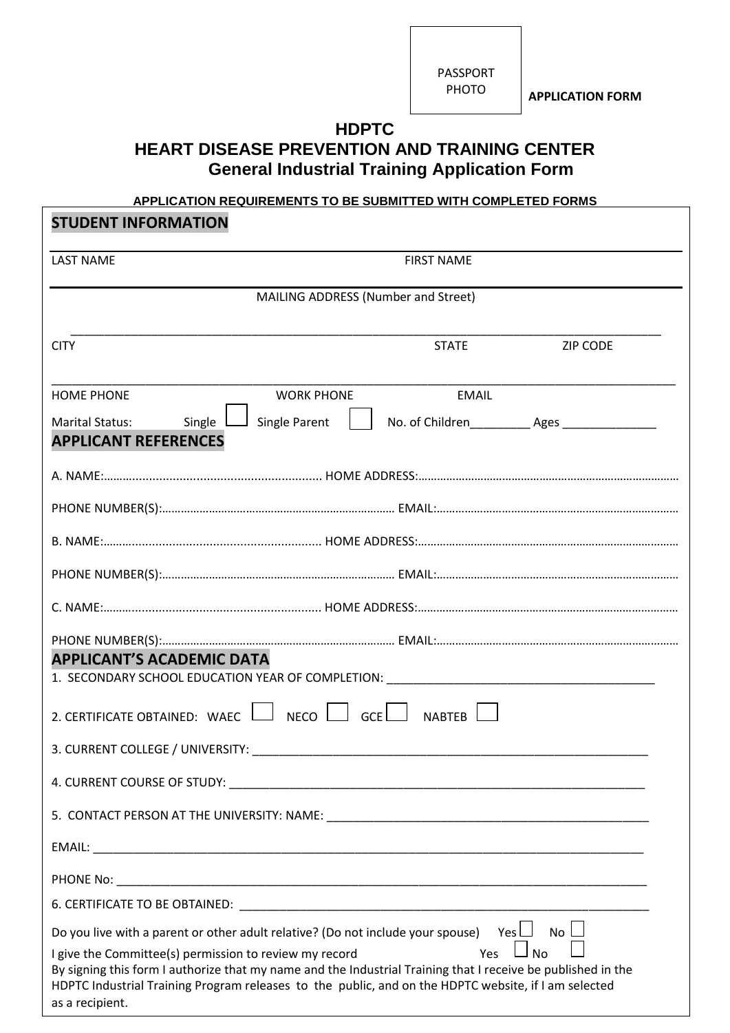PASSPORT PHOTO

**APPLICATION FORM**

# HDPTC
# HEART DISEASE PREVENTION AND TRAINING CENTER
## General Industrial Training Application Form

**APPLICATION REQUIREMENTS TO BE SUBMITTED WITH COMPLETED FORMS**

## STUDENT INFORMATION

LAST NAME FIRST NAME

MAILING ADDRESS (Number and Street)

______________________________________________________________________________________

CITY STATE ZIP CODE

______________________________________________________________________________________

HOME PHONE WORK PHONE EMAIL

Marital Status: Single ☐ Single Parent ☐ No. of Children_________ Ages ______________

## APPLICANT REFERENCES

A. NAME:................................................................ HOME ADDRESS:...................................................................................

PHONE NUMBER(S):.......................................................................... EMAIL:.............................................................................

B. NAME:................................................................ HOME ADDRESS:...................................................................................

PHONE NUMBER(S):.......................................................................... EMAIL:.............................................................................

C. NAME:................................................................ HOME ADDRESS:...................................................................................

PHONE NUMBER(S):.......................................................................... EMAIL:.............................................................................

## APPLICANT'S ACADEMIC DATA

1. SECONDARY SCHOOL EDUCATION YEAR OF COMPLETION: ________________________________________

2. CERTIFICATE OBTAINED: WAEC ☐ NECO ☐ GCE ☐ NABTEB ☐

3. CURRENT COLLEGE / UNIVERSITY: ____________________________________________________________

4. CURRENT COURSE OF STUDY: _______________________________________________________________

5. CONTACT PERSON AT THE UNIVERSITY: NAME: _________________________________________________

EMAIL: ____________________________________________________________________________________

PHONE No: _________________________________________________________________________________

6. CERTIFICATE TO BE OBTAINED: _____________________________________________________________

Do you live with a parent or other adult relative? (Do not include your spouse) Yes ☐ No ☐

I give the Committee(s) permission to review my record Yes ☐ No ☐

By signing this form I authorize that my name and the Industrial Training that I receive be published in the HDPTC Industrial Training Program releases to the public, and on the HDPTC website, if I am selected as a recipient.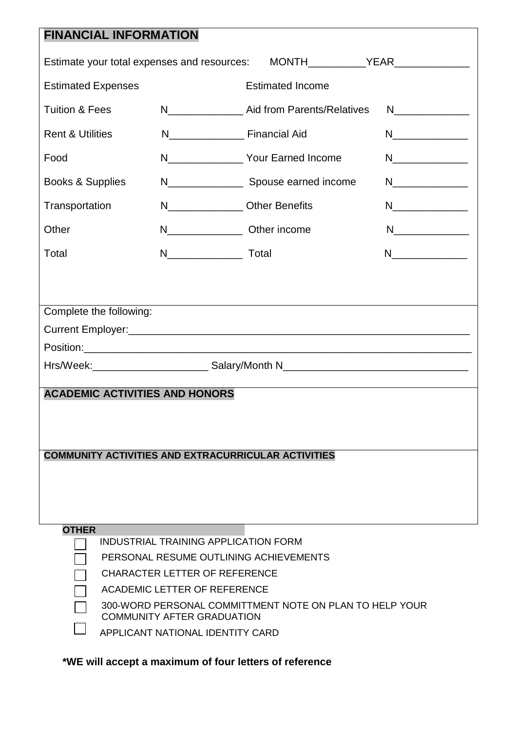## FINANCIAL INFORMATION

Estimate your total expenses and resources: MONTH__________YEAR_____________

| Estimated Expenses | | Estimated Income | |
|---|---|---|---|
| Tuition & Fees | N_____________ | Aid from Parents/Relatives | N_____________ |
| Rent & Utilities | N_____________ | Financial Aid | N_____________ |
| Food | N_____________ | Your Earned Income | N_____________ |
| Books & Supplies | N_____________ | Spouse earned income | N_____________ |
| Transportation | N_____________ | Other Benefits | N_____________ |
| Other | N_____________ | Other income | N_____________ |
| Total | N_____________ | Total | N_____________ |

Complete the following:

Current Employer:_____________________________________________________________

Position:_____________________________________________________________________

Hrs/Week:____________________ Salary/Month N________________________________

## ACADEMIC ACTIVITIES AND HONORS

## COMMUNITY ACTIVITIES AND EXTRACURRICULAR ACTIVITIES

### OTHER

- [ ] INDUSTRIAL TRAINING APPLICATION FORM
- [ ] PERSONAL RESUME OUTLINING ACHIEVEMENTS
- [ ] CHARACTER LETTER OF REFERENCE
- [ ] ACADEMIC LETTER OF REFERENCE
- [ ] 300-WORD PERSONAL COMMITTMENT NOTE ON PLAN TO HELP YOUR COMMUNITY AFTER GRADUATION
- [ ] APPLICANT NATIONAL IDENTITY CARD

**\*WE will accept a maximum of four letters of reference**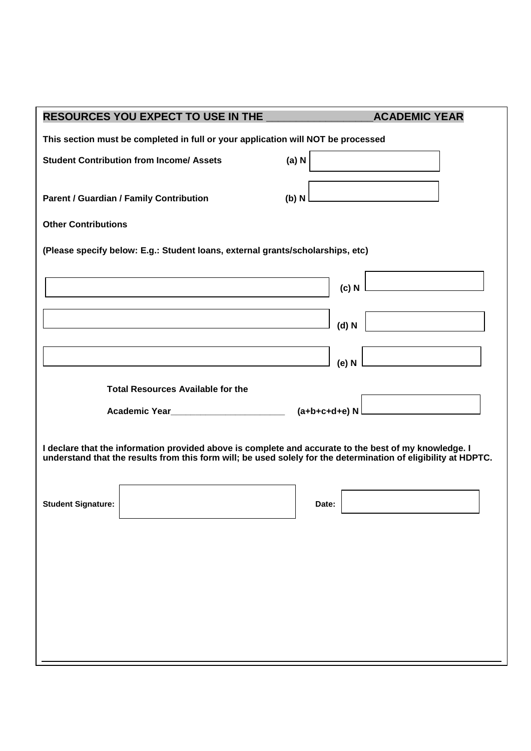## RESOURCES YOU EXPECT TO USE IN THE \_\_\_\_\_\_\_\_\_\_\_\_\_\_\_\_\_\_ACADEMIC YEAR

**This section must be completed in full or your application will NOT be processed**

**Student Contribution from Income/ Assets** **(a) N**

**Parent / Guardian / Family Contribution** **(b) N**

**Other Contributions**

**(Please specify below: E.g.: Student loans, external grants/scholarships, etc)**

**(c) N**

**(d) N**

**(e) N**

**Total Resources Available for the**

**Academic Year\_\_\_\_\_\_\_\_\_\_\_\_\_\_\_\_\_\_\_\_\_\_\_** **(a+b+c+d+e) N**

**I declare that the information provided above is complete and accurate to the best of my knowledge. I understand that the results from this form will; be used solely for the determination of eligibility at HDPTC.**

**Student Signature:** **Date:**